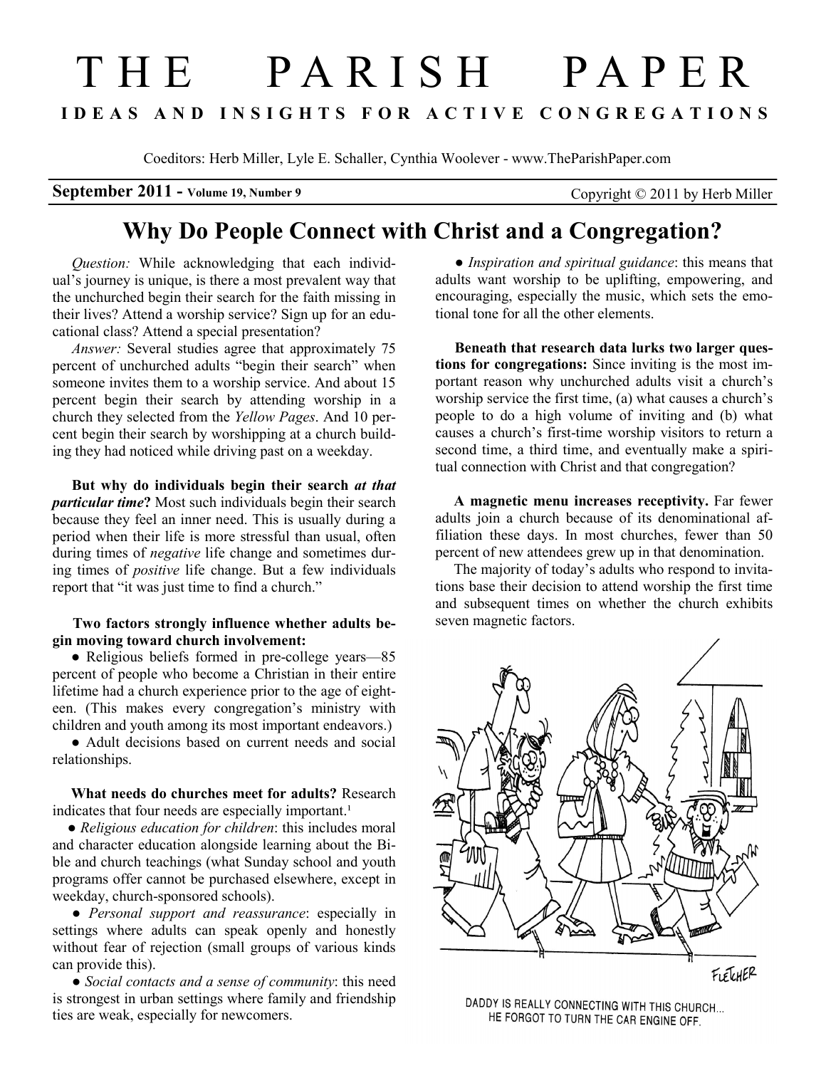# THE PARISH PAPER

**IDEAS AND INSIGHTS FOR ACTIVE CONGREGATIONS**

Coeditors: Herb Miller, Lyle E. Schaller, Cynthia Woolever - www.TheParishPaper.com

**September 2011 - Volume 19, Number 9** Copyright © 2011 by Herb Miller

## Why Do People Connect with Christ and a Congregation?

*Question:* While acknowledging that each individual's journey is unique, is there a most prevalent way that the unchurched begin their search for the faith missing in their lives? Attend a worship service? Sign up for an educational class? Attend a special presentation?

*Answer:* Several studies agree that approximately 75 percent of unchurched adults "begin their search" when someone invites them to a worship service. And about 15 percent begin their search by attending worship in a church they selected from the *Yellow Pages*. And 10 percent begin their search by worshipping at a church building they had noticed while driving past on a weekday.

**But why do individuals begin their search *at that particular time*?** Most such individuals begin their search because they feel an inner need. This is usually during a period when their life is more stressful than usual, often during times of *negative* life change and sometimes during times of *positive* life change. But a few individuals report that "it was just time to find a church."

**Two factors strongly influence whether adults begin moving toward church involvement:**

- Religious beliefs formed in pre-college years—85 percent of people who become a Christian in their entire lifetime had a church experience prior to the age of eighteen. (This makes every congregation's ministry with children and youth among its most important endeavors.)
- Adult decisions based on current needs and social relationships.

**What needs do churches meet for adults?** Research indicates that four needs are especially important.[1]

- *Religious education for children*: this includes moral and character education alongside learning about the Bible and church teachings (what Sunday school and youth programs offer cannot be purchased elsewhere, except in weekday, church-sponsored schools).
- *Personal support and reassurance*: especially in settings where adults can speak openly and honestly without fear of rejection (small groups of various kinds can provide this).
- *Social contacts and a sense of community*: this need is strongest in urban settings where family and friendship ties are weak, especially for newcomers.
- *Inspiration and spiritual guidance*: this means that adults want worship to be uplifting, empowering, and encouraging, especially the music, which sets the emotional tone for all the other elements.

**Beneath that research data lurks two larger questions for congregations:** Since inviting is the most important reason why unchurched adults visit a church's worship service the first time, (a) what causes a church's people to do a high volume of inviting and (b) what causes a church's first-time worship visitors to return a second time, a third time, and eventually make a spiritual connection with Christ and that congregation?

**A magnetic menu increases receptivity.** Far fewer adults join a church because of its denominational affiliation these days. In most churches, fewer than 50 percent of new attendees grew up in that denomination.

The majority of today's adults who respond to invitations base their decision to attend worship the first time and subsequent times on whether the church exhibits seven magnetic factors.

DADDY IS REALLY CONNECTING WITH THIS CHURCH... HE FORGOT TO TURN THE CAR ENGINE OFF.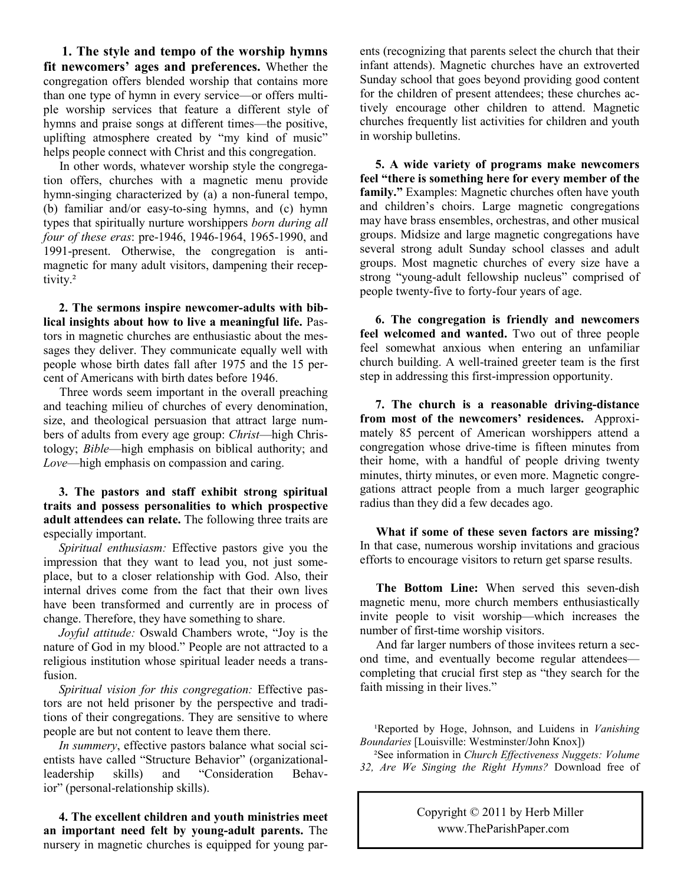**1. The style and tempo of the worship hymns fit newcomers' ages and preferences.** Whether the congregation offers blended worship that contains more than one type of hymn in every service—or offers multiple worship services that feature a different style of hymns and praise songs at different times—the positive, uplifting atmosphere created by "my kind of music" helps people connect with Christ and this congregation.

In other words, whatever worship style the congregation offers, churches with a magnetic menu provide hymn-singing characterized by (a) a non-funeral tempo, (b) familiar and/or easy-to-sing hymns, and (c) hymn types that spiritually nurture worshippers *born during all four of these eras*: pre-1946, 1946-1964, 1965-1990, and 1991-present. Otherwise, the congregation is anti-magnetic for many adult visitors, dampening their receptivity.[2]

**2. The sermons inspire newcomer-adults with biblical insights about how to live a meaningful life.** Pastors in magnetic churches are enthusiastic about the messages they deliver. They communicate equally well with people whose birth dates fall after 1975 and the 15 percent of Americans with birth dates before 1946.

Three words seem important in the overall preaching and teaching milieu of churches of every denomination, size, and theological persuasion that attract large numbers of adults from every age group: *Christ*—high Christology; *Bible*—high emphasis on biblical authority; and *Love*—high emphasis on compassion and caring.

**3. The pastors and staff exhibit strong spiritual traits and possess personalities to which prospective adult attendees can relate.** The following three traits are especially important.

*Spiritual enthusiasm:* Effective pastors give you the impression that they want to lead you, not just someplace, but to a closer relationship with God. Also, their internal drives come from the fact that their own lives have been transformed and currently are in process of change. Therefore, they have something to share.

*Joyful attitude:* Oswald Chambers wrote, "Joy is the nature of God in my blood." People are not attracted to a religious institution whose spiritual leader needs a transfusion.

*Spiritual vision for this congregation:* Effective pastors are not held prisoner by the perspective and traditions of their congregations. They are sensitive to where people are but not content to leave them there.

*In summery*, effective pastors balance what social scientists have called "Structure Behavior" (organizational-leadership skills) and "Consideration Behavior" (personal-relationship skills).

**4. The excellent children and youth ministries meet an important need felt by young-adult parents.** The nursery in magnetic churches is equipped for young parents (recognizing that parents select the church that their infant attends). Magnetic churches have an extroverted Sunday school that goes beyond providing good content for the children of present attendees; these churches actively encourage other children to attend. Magnetic churches frequently list activities for children and youth in worship bulletins.

**5. A wide variety of programs make newcomers feel "there is something here for every member of the family."** Examples: Magnetic churches often have youth and children's choirs. Large magnetic congregations may have brass ensembles, orchestras, and other musical groups. Midsize and large magnetic congregations have several strong adult Sunday school classes and adult groups. Most magnetic churches of every size have a strong "young-adult fellowship nucleus" comprised of people twenty-five to forty-four years of age.

**6. The congregation is friendly and newcomers feel welcomed and wanted.** Two out of three people feel somewhat anxious when entering an unfamiliar church building. A well-trained greeter team is the first step in addressing this first-impression opportunity.

**7. The church is a reasonable driving-distance from most of the newcomers' residences.** Approximately 85 percent of American worshippers attend a congregation whose drive-time is fifteen minutes from their home, with a handful of people driving twenty minutes, thirty minutes, or even more. Magnetic congregations attract people from a much larger geographic radius than they did a few decades ago.

**What if some of these seven factors are missing?** In that case, numerous worship invitations and gracious efforts to encourage visitors to return get sparse results.

**The Bottom Line:** When served this seven-dish magnetic menu, more church members enthusiastically invite people to visit worship—which increases the number of first-time worship visitors.

And far larger numbers of those invitees return a second time, and eventually become regular attendees—completing that crucial first step as "they search for the faith missing in their lives."

[1]Reported by Hoge, Johnson, and Luidens in *Vanishing Boundaries* [Louisville: Westminster/John Knox])

[2]See information in *Church Effectiveness Nuggets: Volume 32, Are We Singing the Right Hymns?* Download free of

Copyright © 2011 by Herb Miller
www.TheParishPaper.com